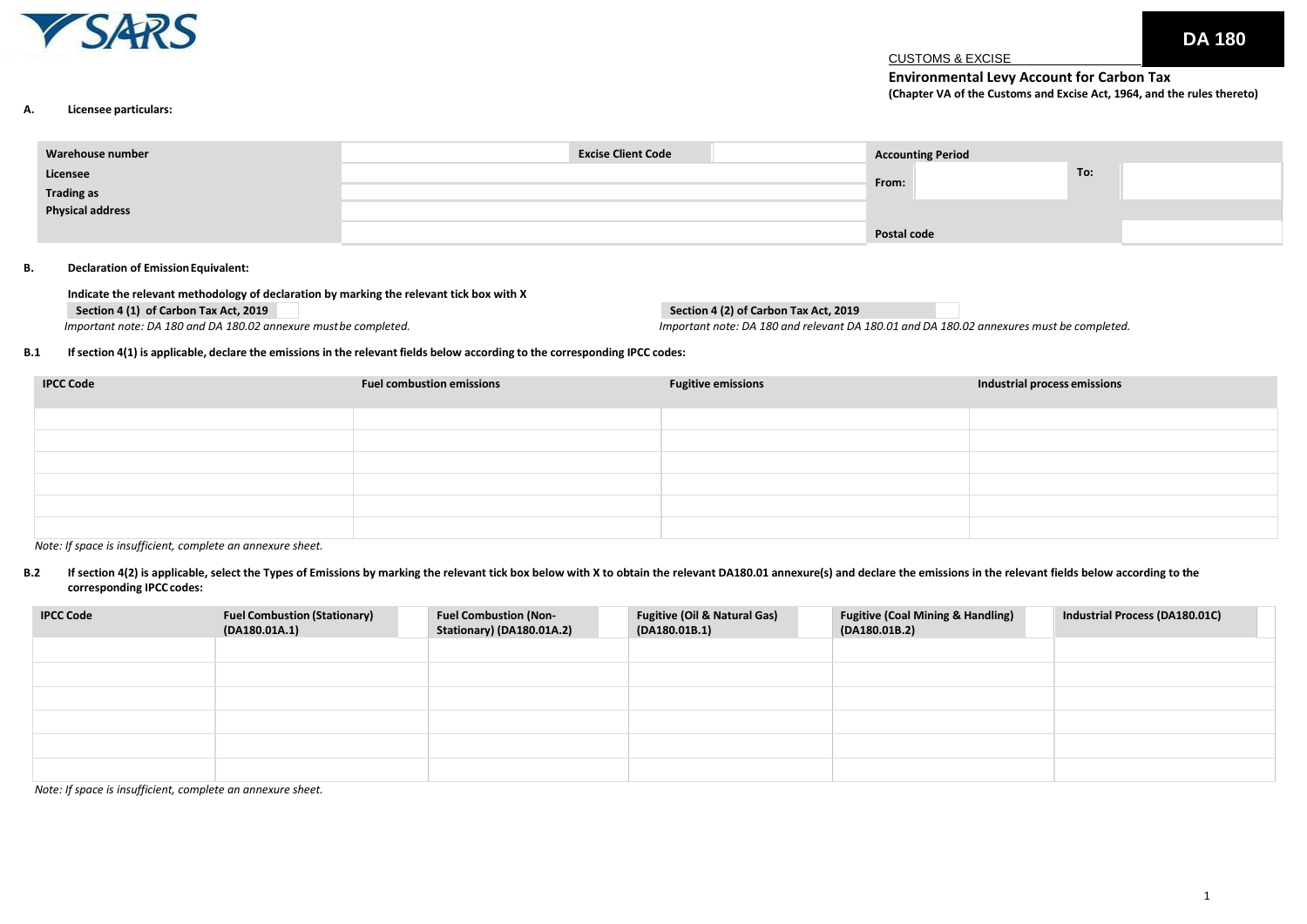SARS

**DA 180**

CUSTOMS & EXCISE

**Environmental Levy Account for Carbon Tax**

**(Chapter VA of the Customs and Excise Act, 1964, and the rules thereto)**

**A. Licensee particulars:**

| | | | | | |
|---|---|---|---|---|---|
| **Warehouse number** | | **Excise Client Code** | | **Accounting Period** | |
| **Licensee** | | | | **From:** | **To:** |
| **Trading as** | | | | | |
| **Physical address** | | | | | |
| | | | | **Postal code** | |

**B. Declaration of Emission Equivalent:**

**Indicate the relevant methodology of declaration by marking the relevant tick box with X**

**Section 4 (1) of Carbon Tax Act, 2019** ☐

*Important note: DA 180 and DA 180.02 annexure must be completed.*

**Section 4 (2) of Carbon Tax Act, 2019** ☐

*Important note: DA 180 and relevant DA 180.01 and DA 180.02 annexures must be completed.*

**B.1 If section 4(1) is applicable, declare the emissions in the relevant fields below according to the corresponding IPCC codes:**

| IPCC Code | Fuel combustion emissions | Fugitive emissions | Industrial process emissions |
|---|---|---|---|
| | | | |
| | | | |
| | | | |
| | | | |
| | | | |
| | | | |

*Note: If space is insufficient, complete an annexure sheet.*

**B.2 If section 4(2) is applicable, select the Types of Emissions by marking the relevant tick box below with X to obtain the relevant DA180.01 annexure(s) and declare the emissions in the relevant fields below according to the corresponding IPCC codes:**

| IPCC Code | Fuel Combustion (Stationary) (DA180.01A.1) ☐ | Fuel Combustion (Non-Stationary) (DA180.01A.2) ☐ | Fugitive (Oil & Natural Gas) (DA180.01B.1) ☐ | Fugitive (Coal Mining & Handling) (DA180.01B.2) ☐ | Industrial Process (DA180.01C) ☐ |
|---|---|---|---|---|---|
| | | | | | |
| | | | | | |
| | | | | | |
| | | | | | |
| | | | | | |
| | | | | | |

*Note: If space is insufficient, complete an annexure sheet.*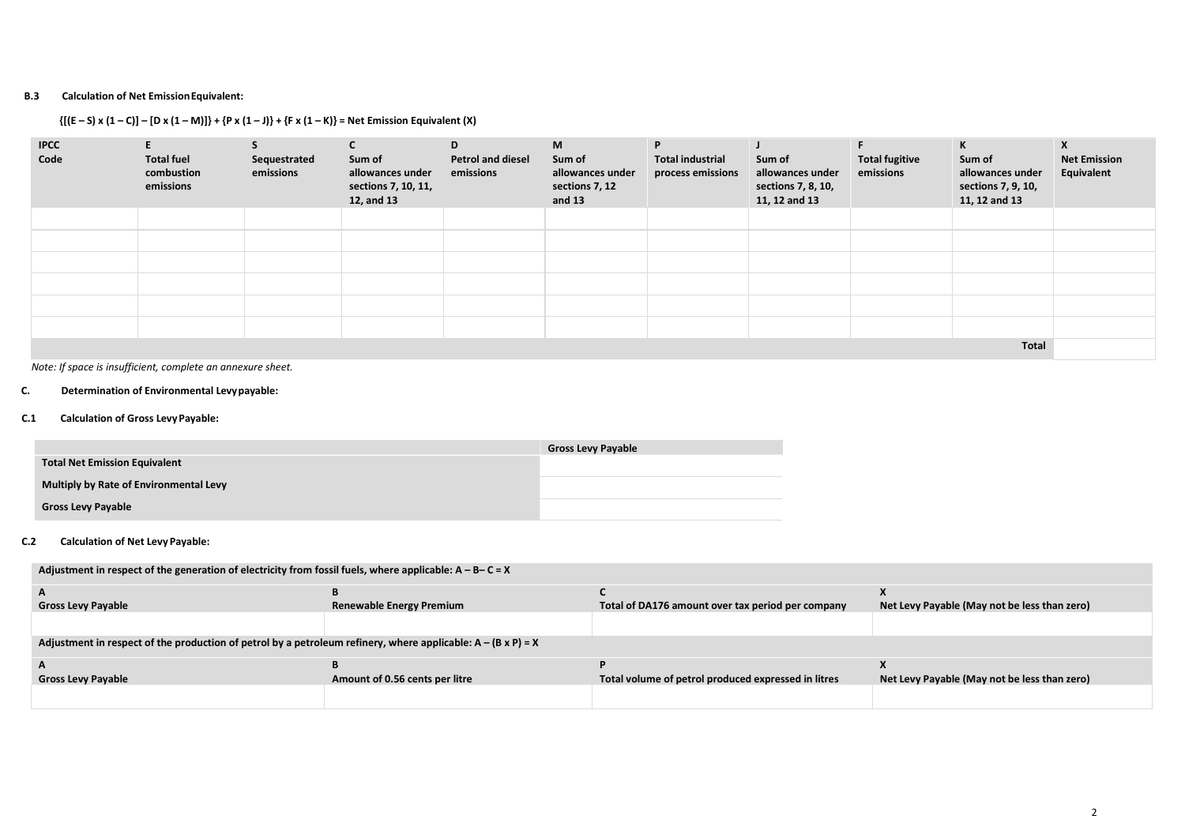**B.3 Calculation of Net Emission Equivalent:**

$$\{[(E - S) \times (1 - C)] - [D \times (1 - M)]\} + \{P \times (1 - J)\} + \{F \times (1 - K)\} = \text{Net Emission Equivalent (X)}$$

| IPCC Code | E<br>Total fuel combustion emissions | S<br>Sequestrated emissions | C<br>Sum of allowances under sections 7, 10, 11, 12, and 13 | D<br>Petrol and diesel emissions | M<br>Sum of allowances under sections 7, 12 and 13 | P<br>Total industrial process emissions | J<br>Sum of allowances under sections 7, 8, 10, 11, 12 and 13 | F<br>Total fugitive emissions | K<br>Sum of allowances under sections 7, 9, 10, 11, 12 and 13 | X<br>Net Emission Equivalent |
|---|---|---|---|---|---|---|---|---|---|---|
| | | | | | | | | | | |
| | | | | | | | | | | |
| | | | | | | | | | | |
| | | | | | | | | | | |
| | | | | | | | | | | |
| | | | | | | | | | | |
| | | | | | | | | | Total | |

*Note: If space is insufficient, complete an annexure sheet.*

## C. Determination of Environmental Levy payable:

### C.1 Calculation of Gross Levy Payable:

| | Gross Levy Payable |
|---|---|
| Total Net Emission Equivalent | |
| Multiply by Rate of Environmental Levy | |
| Gross Levy Payable | |

### C.2 Calculation of Net Levy Payable:

**Adjustment in respect of the generation of electricity from fossil fuels, where applicable: A – B– C = X**

| A<br>Gross Levy Payable | B<br>Renewable Energy Premium | C<br>Total of DA176 amount over tax period per company | X<br>Net Levy Payable (May not be less than zero) |
|---|---|---|---|
| | | | |

**Adjustment in respect of the production of petrol by a petroleum refinery, where applicable: A – (B x P) = X**

| A<br>Gross Levy Payable | B<br>Amount of 0.56 cents per litre | P<br>Total volume of petrol produced expressed in litres | X<br>Net Levy Payable (May not be less than zero) |
|---|---|---|---|
| | | | |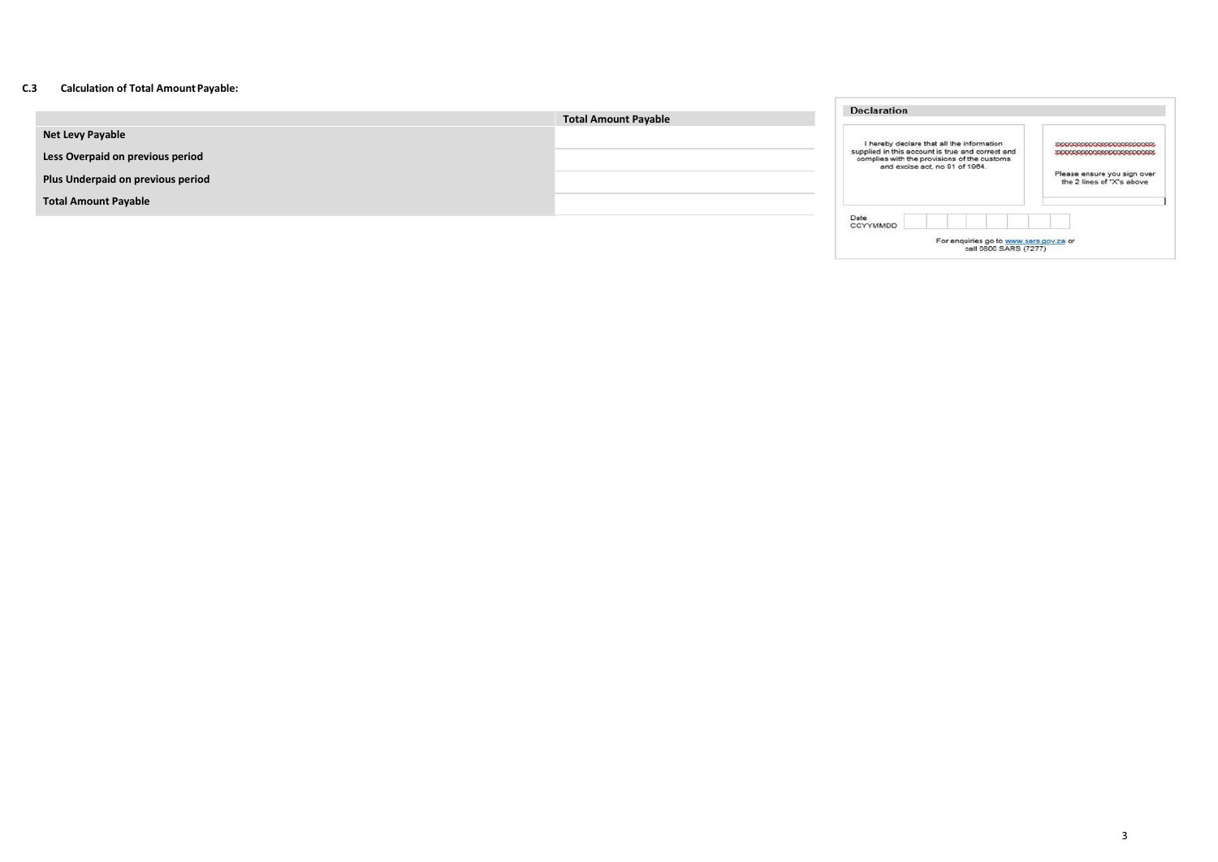**C.3 Calculation of Total Amount Payable:**

| | Total Amount Payable |
|---|---|
| **Net Levy Payable** | |
| **Less Overpaid on previous period** | |
| **Plus Underpaid on previous period** | |
| **Total Amount Payable** | |

**Declaration**

I hereby declare that all the information supplied in this account is true and correct and complies with the provisions of the customs and excise act, no 91 of 1964.

xxxxxxxxxxxxxxxxxxxxxxxxx
xxxxxxxxxxxxxxxxxxxxxxxxx

Please ensure you sign over the 2 lines of "X's above

Date CCYYMMDD

For enquiries go to www.sars.gov.za or call 0800 SARS (7277)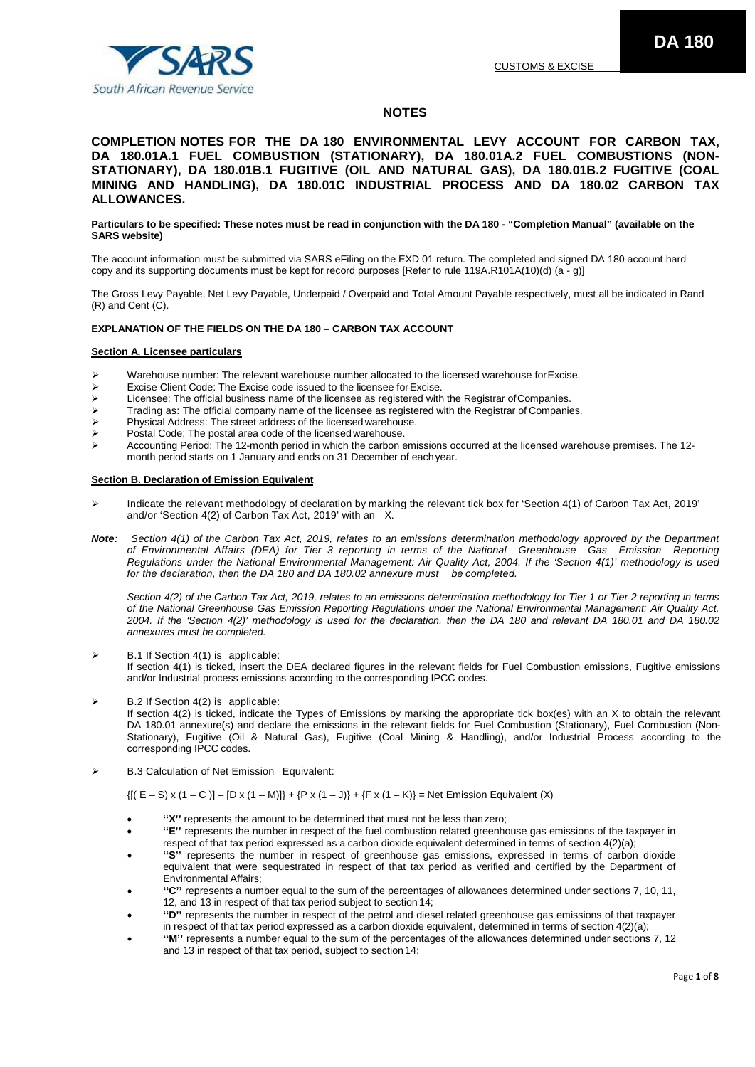DA 180

CUSTOMS & EXCISE

## NOTES

### COMPLETION NOTES FOR THE DA 180 ENVIRONMENTAL LEVY ACCOUNT FOR CARBON TAX, DA 180.01A.1 FUEL COMBUSTION (STATIONARY), DA 180.01A.2 FUEL COMBUSTIONS (NON-STATIONARY), DA 180.01B.1 FUGITIVE (OIL AND NATURAL GAS), DA 180.01B.2 FUGITIVE (COAL MINING AND HANDLING), DA 180.01C INDUSTRIAL PROCESS AND DA 180.02 CARBON TAX ALLOWANCES.

**Particulars to be specified: These notes must be read in conjunction with the DA 180 - "Completion Manual" (available on the SARS website)**

The account information must be submitted via SARS eFiling on the EXD 01 return. The completed and signed DA 180 account hard copy and its supporting documents must be kept for record purposes [Refer to rule 119A.R101A(10)(d) (a - g)]

The Gross Levy Payable, Net Levy Payable, Underpaid / Overpaid and Total Amount Payable respectively, must all be indicated in Rand (R) and Cent (C).

**EXPLANATION OF THE FIELDS ON THE DA 180 – CARBON TAX ACCOUNT**

**Section A. Licensee particulars**

- Warehouse number: The relevant warehouse number allocated to the licensed warehouse for Excise.
- Excise Client Code: The Excise code issued to the licensee for Excise.
- Licensee: The official business name of the licensee as registered with the Registrar of Companies.
- Trading as: The official company name of the licensee as registered with the Registrar of Companies.
- Physical Address: The street address of the licensed warehouse.
- Postal Code: The postal area code of the licensed warehouse.
- Accounting Period: The 12-month period in which the carbon emissions occurred at the licensed warehouse premises. The 12-month period starts on 1 January and ends on 31 December of each year.

**Section B. Declaration of Emission Equivalent**

- Indicate the relevant methodology of declaration by marking the relevant tick box for 'Section 4(1) of Carbon Tax Act, 2019' and/or 'Section 4(2) of Carbon Tax Act, 2019' with an X.

***Note:*** *Section 4(1) of the Carbon Tax Act, 2019, relates to an emissions determination methodology approved by the Department of Environmental Affairs (DEA) for Tier 3 reporting in terms of the National Greenhouse Gas Emission Reporting Regulations under the National Environmental Management: Air Quality Act, 2004. If the 'Section 4(1)' methodology is used for the declaration, then the DA 180 and DA 180.02 annexure must be completed.*

*Section 4(2) of the Carbon Tax Act, 2019, relates to an emissions determination methodology for Tier 1 or Tier 2 reporting in terms of the National Greenhouse Gas Emission Reporting Regulations under the National Environmental Management: Air Quality Act, 2004. If the 'Section 4(2)' methodology is used for the declaration, then the DA 180 and relevant DA 180.01 and DA 180.02 annexures must be completed.*

- B.1 If Section 4(1) is applicable:
  If section 4(1) is ticked, insert the DEA declared figures in the relevant fields for Fuel Combustion emissions, Fugitive emissions and/or Industrial process emissions according to the corresponding IPCC codes.

- B.2 If Section 4(2) is applicable:
  If section 4(2) is ticked, indicate the Types of Emissions by marking the appropriate tick box(es) with an X to obtain the relevant DA 180.01 annexure(s) and declare the emissions in the relevant fields for Fuel Combustion (Stationary), Fuel Combustion (Non-Stationary), Fugitive (Oil & Natural Gas), Fugitive (Coal Mining & Handling), and/or Industrial Process according to the corresponding IPCC codes.

- B.3 Calculation of Net Emission Equivalent:

  $\{[(E - S) \times (1 - C)] - [D \times (1 - M)]\} + \{P \times (1 - J)\} + \{F \times (1 - K)\} = \text{Net Emission Equivalent } (X)$

  - **"X"** represents the amount to be determined that must not be less than zero;
  - **"E"** represents the number in respect of the fuel combustion related greenhouse gas emissions of the taxpayer in respect of that tax period expressed as a carbon dioxide equivalent determined in terms of section 4(2)(a);
  - **"S"** represents the number in respect of greenhouse gas emissions, expressed in terms of carbon dioxide equivalent that were sequestrated in respect of that tax period as verified and certified by the Department of Environmental Affairs;
  - **"C"** represents a number equal to the sum of the percentages of allowances determined under sections 7, 10, 11, 12, and 13 in respect of that tax period subject to section 14;
  - **"D"** represents the number in respect of the petrol and diesel related greenhouse gas emissions of that taxpayer in respect of that tax period expressed as a carbon dioxide equivalent, determined in terms of section 4(2)(a);
  - **"M"** represents a number equal to the sum of the percentages of the allowances determined under sections 7, 12 and 13 in respect of that tax period, subject to section 14;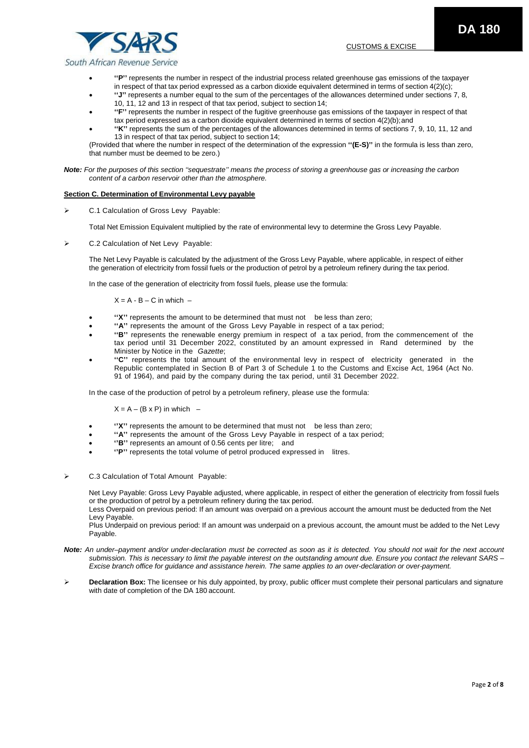- **''P''** represents the number in respect of the industrial process related greenhouse gas emissions of the taxpayer in respect of that tax period expressed as a carbon dioxide equivalent determined in terms of section 4(2)(c);
- **''J''** represents a number equal to the sum of the percentages of the allowances determined under sections 7, 8, 10, 11, 12 and 13 in respect of that tax period, subject to section 14;
- **''F''** represents the number in respect of the fugitive greenhouse gas emissions of the taxpayer in respect of that tax period expressed as a carbon dioxide equivalent determined in terms of section 4(2)(b); and
- **''K''** represents the sum of the percentages of the allowances determined in terms of sections 7, 9, 10, 11, 12 and 13 in respect of that tax period, subject to section 14;

(Provided that where the number in respect of the determination of the expression **''(E-S)''** in the formula is less than zero, that number must be deemed to be zero.)

***Note:*** *For the purposes of this section ''sequestrate'' means the process of storing a greenhouse gas or increasing the carbon content of a carbon reservoir other than the atmosphere.*

**Section C. Determination of Environmental Levy payable**

- C.1 Calculation of Gross Levy Payable:

  Total Net Emission Equivalent multiplied by the rate of environmental levy to determine the Gross Levy Payable.

- C.2 Calculation of Net Levy Payable:

  The Net Levy Payable is calculated by the adjustment of the Gross Levy Payable, where applicable, in respect of either the generation of electricity from fossil fuels or the production of petrol by a petroleum refinery during the tax period.

  In the case of the generation of electricity from fossil fuels, please use the formula:

  $X = A - B – C$ in which –

  - **''X''** represents the amount to be determined that must not be less than zero;
  - **''A''** represents the amount of the Gross Levy Payable in respect of a tax period;
  - **''B''** represents the renewable energy premium in respect of a tax period, from the commencement of the tax period until 31 December 2022, constituted by an amount expressed in Rand determined by the Minister by Notice in the *Gazette*;
  - **''C''** represents the total amount of the environmental levy in respect of electricity generated in the Republic contemplated in Section B of Part 3 of Schedule 1 to the Customs and Excise Act, 1964 (Act No. 91 of 1964), and paid by the company during the tax period, until 31 December 2022.

  In the case of the production of petrol by a petroleum refinery, please use the formula:

  $X = A – (B \times P)$ in which –

  - **''X''** represents the amount to be determined that must not be less than zero;
  - **''A''** represents the amount of the Gross Levy Payable in respect of a tax period;
  - **''B''** represents an amount of 0.56 cents per litre; and
  - **''P''** represents the total volume of petrol produced expressed in litres.

- C.3 Calculation of Total Amount Payable:

  Net Levy Payable: Gross Levy Payable adjusted, where applicable, in respect of either the generation of electricity from fossil fuels or the production of petrol by a petroleum refinery during the tax period.
  Less Overpaid on previous period: If an amount was overpaid on a previous account the amount must be deducted from the Net Levy Payable.
  Plus Underpaid on previous period: If an amount was underpaid on a previous account, the amount must be added to the Net Levy Payable.

***Note:*** *An under–payment and/or under-declaration must be corrected as soon as it is detected. You should not wait for the next account submission. This is necessary to limit the payable interest on the outstanding amount due. Ensure you contact the relevant SARS – Excise branch office for guidance and assistance herein. The same applies to an over-declaration or over-payment.*

- **Declaration Box:** The licensee or his duly appointed, by proxy, public officer must complete their personal particulars and signature with date of completion of the DA 180 account.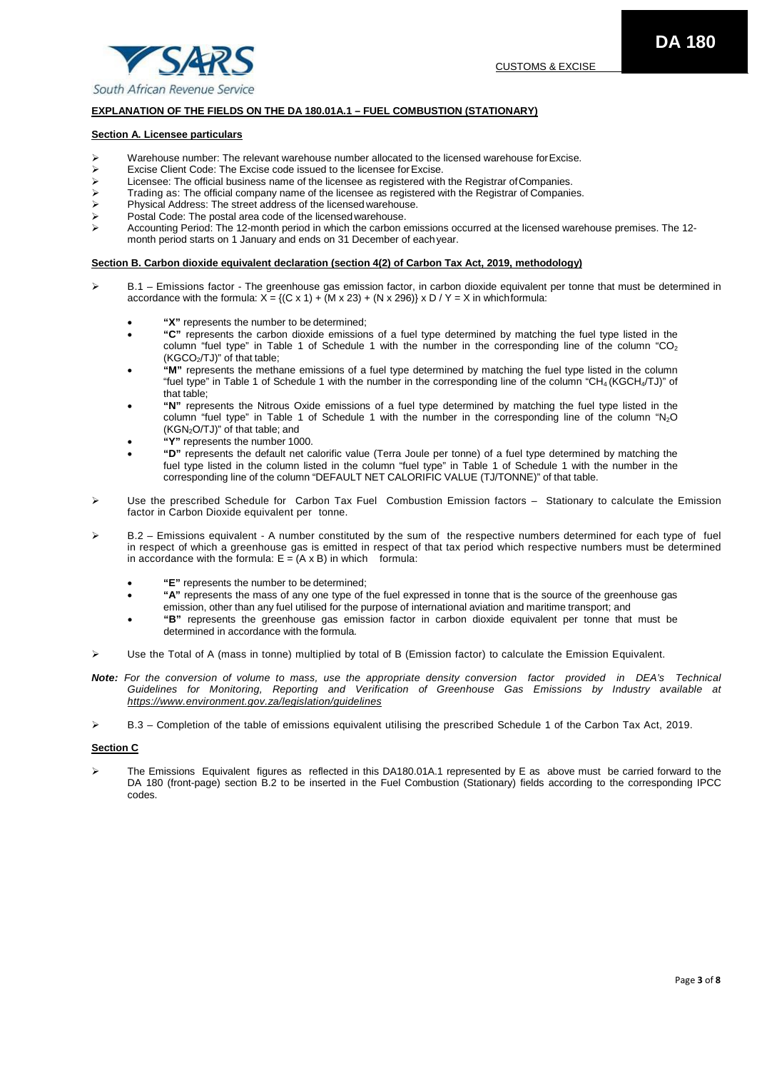**DA 180**

CUSTOMS & EXCISE

South African Revenue Service

## EXPLANATION OF THE FIELDS ON THE DA 180.01A.1 – FUEL COMBUSTION (STATIONARY)

### Section A. Licensee particulars

- Warehouse number: The relevant warehouse number allocated to the licensed warehouse for Excise.
- Excise Client Code: The Excise code issued to the licensee for Excise.
- Licensee: The official business name of the licensee as registered with the Registrar of Companies.
- Trading as: The official company name of the licensee as registered with the Registrar of Companies.
- Physical Address: The street address of the licensed warehouse.
- Postal Code: The postal area code of the licensed warehouse.
- Accounting Period: The 12-month period in which the carbon emissions occurred at the licensed warehouse premises. The 12-month period starts on 1 January and ends on 31 December of each year.

### Section B. Carbon dioxide equivalent declaration (section 4(2) of Carbon Tax Act, 2019, methodology)

- B.1 – Emissions factor - The greenhouse gas emission factor, in carbon dioxide equivalent per tonne that must be determined in accordance with the formula: $X = \{(C \times 1) + (M \times 23) + (N \times 296)\} \times D / Y = X$ in which formula:
  - **"X"** represents the number to be determined;
  - **"C"** represents the carbon dioxide emissions of a fuel type determined by matching the fuel type listed in the column "fuel type" in Table 1 of Schedule 1 with the number in the corresponding line of the column "$CO_2$ ($KGCO_2/TJ$)" of that table;
  - **"M"** represents the methane emissions of a fuel type determined by matching the fuel type listed in the column "fuel type" in Table 1 of Schedule 1 with the number in the corresponding line of the column "$CH_4$ ($KGCH_4/TJ$)" of that table;
  - **"N"** represents the Nitrous Oxide emissions of a fuel type determined by matching the fuel type listed in the column "fuel type" in Table 1 of Schedule 1 with the number in the corresponding line of the column "$N_2O$ ($KGN_2O/TJ$)" of that table; and
  - **"Y"** represents the number 1000.
  - **"D"** represents the default net calorific value (Terra Joule per tonne) of a fuel type determined by matching the fuel type listed in the column listed in the column "fuel type" in Table 1 of Schedule 1 with the number in the corresponding line of the column "DEFAULT NET CALORIFIC VALUE (TJ/TONNE)" of that table.
- Use the prescribed Schedule for Carbon Tax Fuel Combustion Emission factors – Stationary to calculate the Emission factor in Carbon Dioxide equivalent per tonne.
- B.2 – Emissions equivalent - A number constituted by the sum of the respective numbers determined for each type of fuel in respect of which a greenhouse gas is emitted in respect of that tax period which respective numbers must be determined in accordance with the formula: $E = (A \times B)$ in which formula:
  - **"E"** represents the number to be determined;
  - **"A"** represents the mass of any one type of the fuel expressed in tonne that is the source of the greenhouse gas emission, other than any fuel utilised for the purpose of international aviation and maritime transport; and
  - **"B"** represents the greenhouse gas emission factor in carbon dioxide equivalent per tonne that must be determined in accordance with the formula.
- Use the Total of A (mass in tonne) multiplied by total of B (Emission factor) to calculate the Emission Equivalent.

***Note:*** *For the conversion of volume to mass, use the appropriate density conversion factor provided in DEA's Technical Guidelines for Monitoring, Reporting and Verification of Greenhouse Gas Emissions by Industry available at https://www.environment.gov.za/legislation/guidelines*

- B.3 – Completion of the table of emissions equivalent utilising the prescribed Schedule 1 of the Carbon Tax Act, 2019.

### Section C

- The Emissions Equivalent figures as reflected in this DA180.01A.1 represented by E as above must be carried forward to the DA 180 (front-page) section B.2 to be inserted in the Fuel Combustion (Stationary) fields according to the corresponding IPCC codes.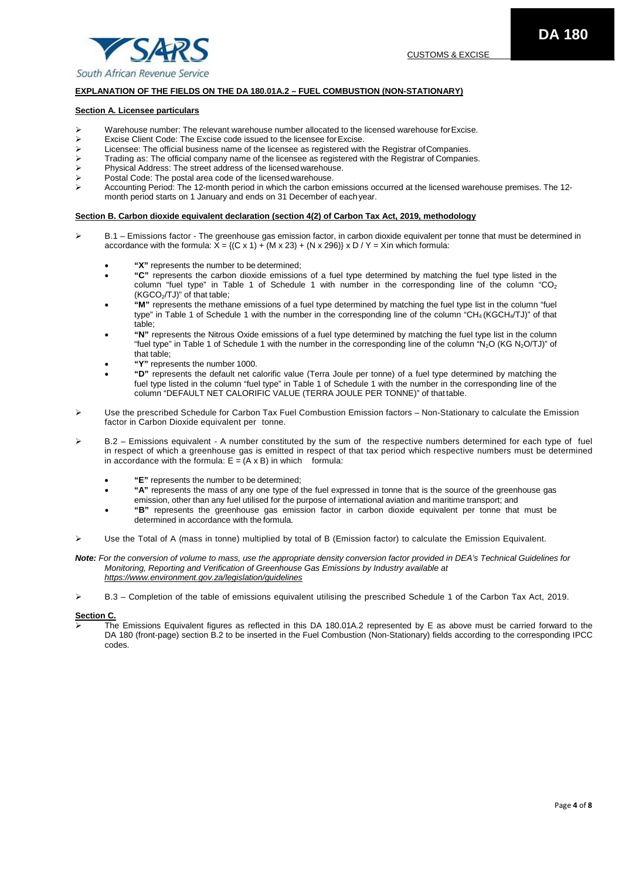**EXPLANATION OF THE FIELDS ON THE DA 180.01A.2 – FUEL COMBUSTION (NON-STATIONARY)**

**Section A. Licensee particulars**

- Warehouse number: The relevant warehouse number allocated to the licensed warehouse for Excise.
- Excise Client Code: The Excise code issued to the licensee for Excise.
- Licensee: The official business name of the licensee as registered with the Registrar of Companies.
- Trading as: The official company name of the licensee as registered with the Registrar of Companies.
- Physical Address: The street address of the licensed warehouse.
- Postal Code: The postal area code of the licensed warehouse.
- Accounting Period: The 12-month period in which the carbon emissions occurred at the licensed warehouse premises. The 12-month period starts on 1 January and ends on 31 December of each year.

**Section B. Carbon dioxide equivalent declaration (section 4(2) of Carbon Tax Act, 2019, methodology**

- B.1 – Emissions factor - The greenhouse gas emission factor, in carbon dioxide equivalent per tonne that must be determined in accordance with the formula: $X = \{(C \times 1) + (M \times 23) + (N \times 296)\} \times D / Y = X$ in which formula:
    - **"X"** represents the number to be determined;
    - **"C"** represents the carbon dioxide emissions of a fuel type determined by matching the fuel type listed in the column "fuel type" in Table 1 of Schedule 1 with number in the corresponding line of the column "$CO_2$ ($KGCO_2/TJ$)" of that table;
    - **"M"** represents the methane emissions of a fuel type determined by matching the fuel type list in the column "fuel type" in Table 1 of Schedule 1 with the number in the corresponding line of the column "$CH_4$ ($KGCH_4/TJ$)" of that table;
    - **"N"** represents the Nitrous Oxide emissions of a fuel type determined by matching the fuel type list in the column "fuel type" in Table 1 of Schedule 1 with the number in the corresponding line of the column "$N_2O$ (KG $N_2O/TJ$)" of that table;
    - **"Y"** represents the number 1000.
    - **"D"** represents the default net calorific value (Terra Joule per tonne) of a fuel type determined by matching the fuel type listed in the column "fuel type" in Table 1 of Schedule 1 with the number in the corresponding line of the column "DEFAULT NET CALORIFIC VALUE (TERRA JOULE PER TONNE)" of that table.
- Use the prescribed Schedule for Carbon Tax Fuel Combustion Emission factors – Non-Stationary to calculate the Emission factor in Carbon Dioxide equivalent per tonne.
- B.2 – Emissions equivalent - A number constituted by the sum of the respective numbers determined for each type of fuel in respect of which a greenhouse gas is emitted in respect of that tax period which respective numbers must be determined in accordance with the formula: $E = (A \times B)$ in which formula:
    - **"E"** represents the number to be determined;
    - **"A"** represents the mass of any one type of the fuel expressed in tonne that is the source of the greenhouse gas emission, other than any fuel utilised for the purpose of international aviation and maritime transport; and
    - **"B"** represents the greenhouse gas emission factor in carbon dioxide equivalent per tonne that must be determined in accordance with the formula.
- Use the Total of A (mass in tonne) multiplied by total of B (Emission factor) to calculate the Emission Equivalent.

***Note:** For the conversion of volume to mass, use the appropriate density conversion factor provided in DEA's Technical Guidelines for Monitoring, Reporting and Verification of Greenhouse Gas Emissions by Industry available at https://www.environment.gov.za/legislation/guidelines*

- B.3 – Completion of the table of emissions equivalent utilising the prescribed Schedule 1 of the Carbon Tax Act, 2019.

**Section C.**

- The Emissions Equivalent figures as reflected in this DA 180.01A.2 represented by E as above must be carried forward to the DA 180 (front-page) section B.2 to be inserted in the Fuel Combustion (Non-Stationary) fields according to the corresponding IPCC codes.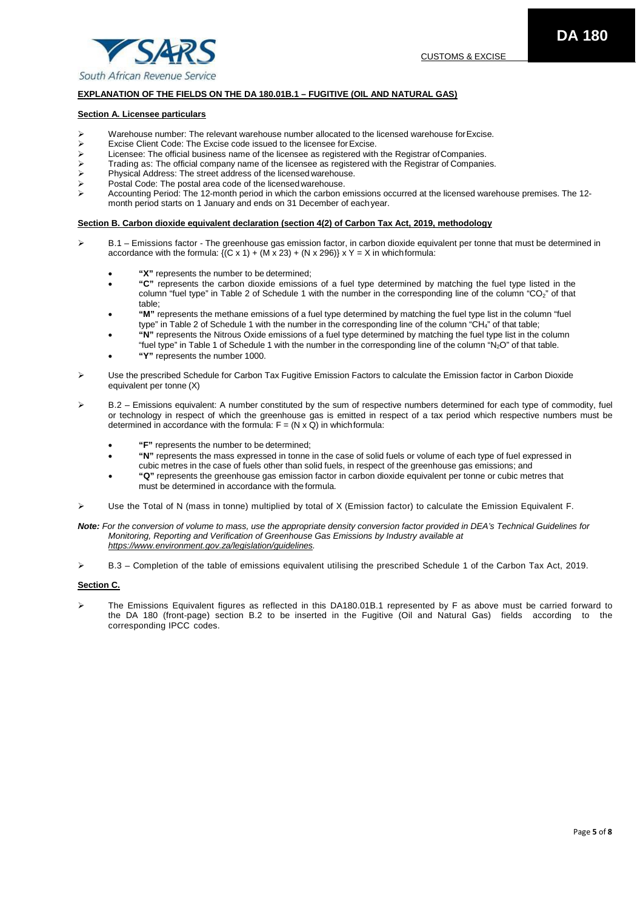## EXPLANATION OF THE FIELDS ON THE DA 180.01B.1 – FUGITIVE (OIL AND NATURAL GAS)

### Section A. Licensee particulars

- Warehouse number: The relevant warehouse number allocated to the licensed warehouse for Excise.
- Excise Client Code: The Excise code issued to the licensee for Excise.
- Licensee: The official business name of the licensee as registered with the Registrar of Companies.
- Trading as: The official company name of the licensee as registered with the Registrar of Companies.
- Physical Address: The street address of the licensed warehouse.
- Postal Code: The postal area code of the licensed warehouse.
- Accounting Period: The 12-month period in which the carbon emissions occurred at the licensed warehouse premises. The 12-month period starts on 1 January and ends on 31 December of each year.

### Section B. Carbon dioxide equivalent declaration (section 4(2) of Carbon Tax Act, 2019, methodology

- B.1 – Emissions factor - The greenhouse gas emission factor, in carbon dioxide equivalent per tonne that must be determined in accordance with the formula: $\{(C \times 1) + (M \times 23) + (N \times 296)\} \times Y = X$ in which formula:
  - **"X"** represents the number to be determined;
  - **"C"** represents the carbon dioxide emissions of a fuel type determined by matching the fuel type listed in the column "fuel type" in Table 2 of Schedule 1 with the number in the corresponding line of the column "$CO_2$" of that table;
  - **"M"** represents the methane emissions of a fuel type determined by matching the fuel type list in the column "fuel type" in Table 2 of Schedule 1 with the number in the corresponding line of the column "$CH_4$" of that table;
  - **"N"** represents the Nitrous Oxide emissions of a fuel type determined by matching the fuel type list in the column "fuel type" in Table 1 of Schedule 1 with the number in the corresponding line of the column "$N_2O$" of that table.
  - **"Y"** represents the number 1000.
- Use the prescribed Schedule for Carbon Tax Fugitive Emission Factors to calculate the Emission factor in Carbon Dioxide equivalent per tonne (X)
- B.2 – Emissions equivalent: A number constituted by the sum of respective numbers determined for each type of commodity, fuel or technology in respect of which the greenhouse gas is emitted in respect of a tax period which respective numbers must be determined in accordance with the formula: $F = (N \times Q)$ in which formula:
  - **"F"** represents the number to be determined;
  - **"N"** represents the mass expressed in tonne in the case of solid fuels or volume of each type of fuel expressed in cubic metres in the case of fuels other than solid fuels, in respect of the greenhouse gas emissions; and
  - **"Q"** represents the greenhouse gas emission factor in carbon dioxide equivalent per tonne or cubic metres that must be determined in accordance with the formula.
- Use the Total of N (mass in tonne) multiplied by total of X (Emission factor) to calculate the Emission Equivalent F.

***Note:*** *For the conversion of volume to mass, use the appropriate density conversion factor provided in DEA's Technical Guidelines for Monitoring, Reporting and Verification of Greenhouse Gas Emissions by Industry available at https://www.environment.gov.za/legislation/guidelines.*

- B.3 – Completion of the table of emissions equivalent utilising the prescribed Schedule 1 of the Carbon Tax Act, 2019.

### Section C.

- The Emissions Equivalent figures as reflected in this DA180.01B.1 represented by F as above must be carried forward to the DA 180 (front-page) section B.2 to be inserted in the Fugitive (Oil and Natural Gas) fields according to the corresponding IPCC codes.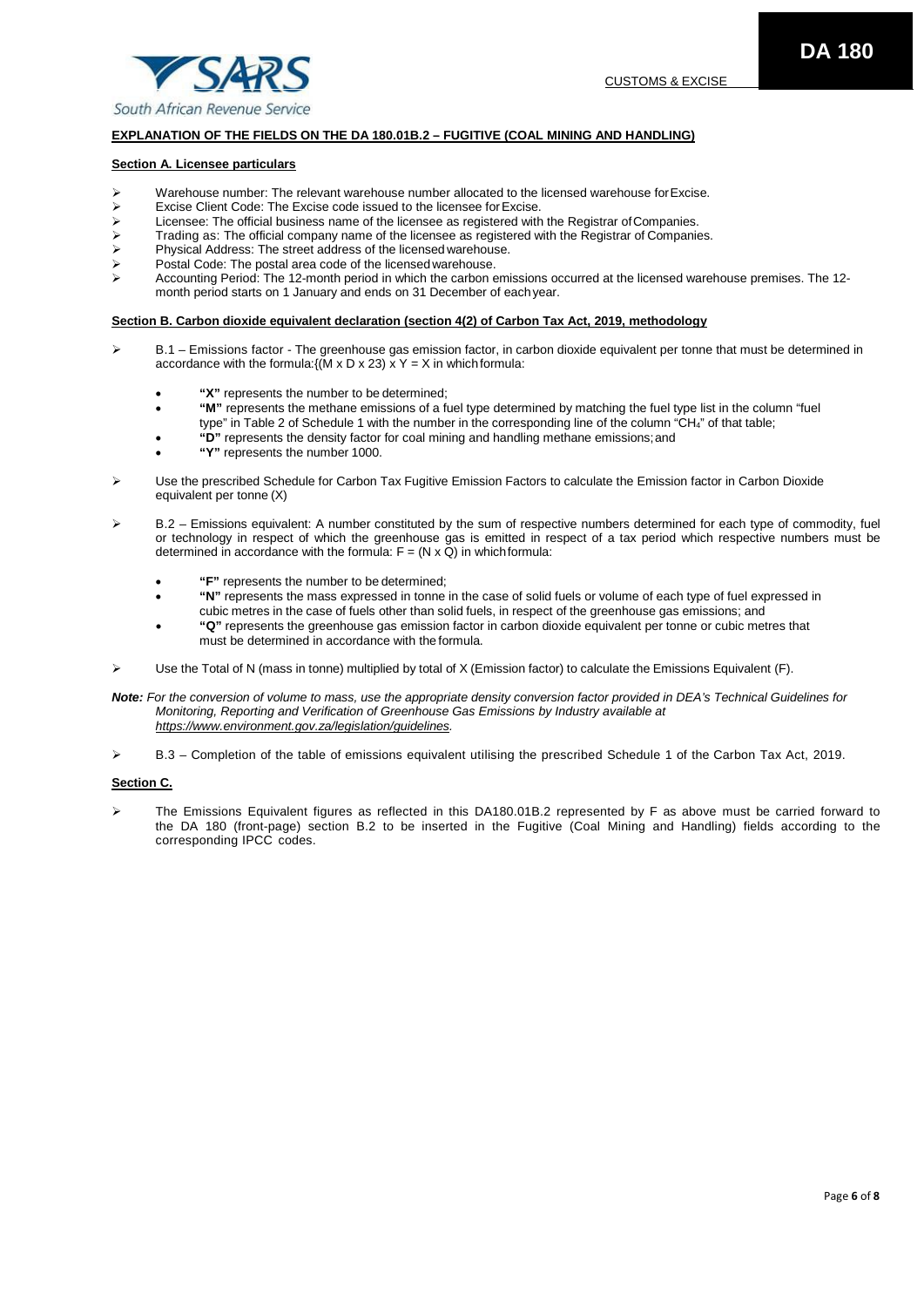**EXPLANATION OF THE FIELDS ON THE DA 180.01B.2 – FUGITIVE (COAL MINING AND HANDLING)**

**Section A. Licensee particulars**

- Warehouse number: The relevant warehouse number allocated to the licensed warehouse for Excise.
- Excise Client Code: The Excise code issued to the licensee for Excise.
- Licensee: The official business name of the licensee as registered with the Registrar of Companies.
- Trading as: The official company name of the licensee as registered with the Registrar of Companies.
- Physical Address: The street address of the licensed warehouse.
- Postal Code: The postal area code of the licensed warehouse.
- Accounting Period: The 12-month period in which the carbon emissions occurred at the licensed warehouse premises. The 12-month period starts on 1 January and ends on 31 December of each year.

**Section B. Carbon dioxide equivalent declaration (section 4(2) of Carbon Tax Act, 2019, methodology**

- B.1 – Emissions factor - The greenhouse gas emission factor, in carbon dioxide equivalent per tonne that must be determined in accordance with the formula: $\{(M \times D \times 23) \times Y = X$ in which formula:
  - **"X"** represents the number to be determined;
  - **"M"** represents the methane emissions of a fuel type determined by matching the fuel type list in the column "fuel type" in Table 2 of Schedule 1 with the number in the corresponding line of the column "$CH_4$" of that table;
  - **"D"** represents the density factor for coal mining and handling methane emissions; and
  - **"Y"** represents the number 1000.
- Use the prescribed Schedule for Carbon Tax Fugitive Emission Factors to calculate the Emission factor in Carbon Dioxide equivalent per tonne (X)
- B.2 – Emissions equivalent: A number constituted by the sum of respective numbers determined for each type of commodity, fuel or technology in respect of which the greenhouse gas is emitted in respect of a tax period which respective numbers must be determined in accordance with the formula: $F = (N \times Q)$ in which formula:
  - **"F"** represents the number to be determined;
  - **"N"** represents the mass expressed in tonne in the case of solid fuels or volume of each type of fuel expressed in cubic metres in the case of fuels other than solid fuels, in respect of the greenhouse gas emissions; and
  - **"Q"** represents the greenhouse gas emission factor in carbon dioxide equivalent per tonne or cubic metres that must be determined in accordance with the formula.
- Use the Total of N (mass in tonne) multiplied by total of X (Emission factor) to calculate the Emissions Equivalent (F).

***Note:*** *For the conversion of volume to mass, use the appropriate density conversion factor provided in DEA's Technical Guidelines for Monitoring, Reporting and Verification of Greenhouse Gas Emissions by Industry available at https://www.environment.gov.za/legislation/guidelines.*

- B.3 – Completion of the table of emissions equivalent utilising the prescribed Schedule 1 of the Carbon Tax Act, 2019.

**Section C.**

- The Emissions Equivalent figures as reflected in this DA180.01B.2 represented by F as above must be carried forward to the DA 180 (front-page) section B.2 to be inserted in the Fugitive (Coal Mining and Handling) fields according to the corresponding IPCC codes.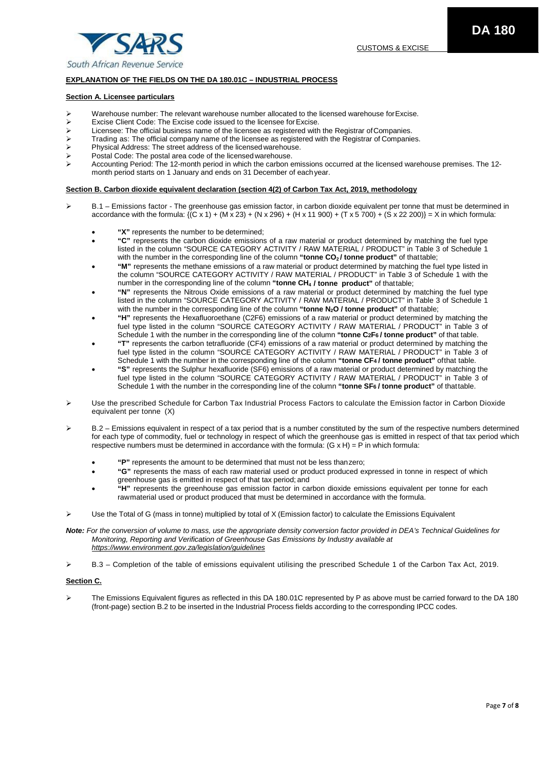South African Revenue Service

CUSTOMS & EXCISE

**DA 180**

**EXPLANATION OF THE FIELDS ON THE DA 180.01C – INDUSTRIAL PROCESS**

**Section A. Licensee particulars**

- Warehouse number: The relevant warehouse number allocated to the licensed warehouse for Excise.
- Excise Client Code: The Excise code issued to the licensee for Excise.
- Licensee: The official business name of the licensee as registered with the Registrar of Companies.
- Trading as: The official company name of the licensee as registered with the Registrar of Companies.
- Physical Address: The street address of the licensed warehouse.
- Postal Code: The postal area code of the licensed warehouse.
- Accounting Period: The 12-month period in which the carbon emissions occurred at the licensed warehouse premises. The 12-month period starts on 1 January and ends on 31 December of each year.

**Section B. Carbon dioxide equivalent declaration (section 4(2) of Carbon Tax Act, 2019, methodology**

- B.1 – Emissions factor - The greenhouse gas emission factor, in carbon dioxide equivalent per tonne that must be determined in accordance with the formula: $\{(C \times 1) + (M \times 23) + (N \times 296) + (H \times 11\,900) + (T \times 5\,700) + (S \times 22\,200)\} = X$ in which formula:
  - **"X"** represents the number to be determined;
  - **"C"** represents the carbon dioxide emissions of a raw material or product determined by matching the fuel type listed in the column "SOURCE CATEGORY ACTIVITY / RAW MATERIAL / PRODUCT" in Table 3 of Schedule 1 with the number in the corresponding line of the column **"tonne $CO_2$ / tonne product"** of that table;
  - **"M"** represents the methane emissions of a raw material or product determined by matching the fuel type listed in the column "SOURCE CATEGORY ACTIVITY / RAW MATERIAL / PRODUCT" in Table 3 of Schedule 1 with the number in the corresponding line of the column **"tonne $CH_4$ / tonne product"** of that table;
  - **"N"** represents the Nitrous Oxide emissions of a raw material or product determined by matching the fuel type listed in the column "SOURCE CATEGORY ACTIVITY / RAW MATERIAL / PRODUCT" in Table 3 of Schedule 1 with the number in the corresponding line of the column **"tonne $N_2O$ / tonne product"** of that table;
  - **"H"** represents the Hexafluoroethane (C2F6) emissions of a raw material or product determined by matching the fuel type listed in the column "SOURCE CATEGORY ACTIVITY / RAW MATERIAL / PRODUCT" in Table 3 of Schedule 1 with the number in the corresponding line of the column **"tonne $C_2F_6$ / tonne product"** of that table.
  - **"T"** represents the carbon tetrafluoride (CF4) emissions of a raw material or product determined by matching the fuel type listed in the column "SOURCE CATEGORY ACTIVITY / RAW MATERIAL / PRODUCT" in Table 3 of Schedule 1 with the number in the corresponding line of the column **"tonne $CF_4$ / tonne product"** of that table.
  - **"S"** represents the Sulphur hexafluoride (SF6) emissions of a raw material or product determined by matching the fuel type listed in the column "SOURCE CATEGORY ACTIVITY / RAW MATERIAL / PRODUCT" in Table 3 of Schedule 1 with the number in the corresponding line of the column **"tonne $SF_6$ / tonne product"** of that table.
- Use the prescribed Schedule for Carbon Tax Industrial Process Factors to calculate the Emission factor in Carbon Dioxide equivalent per tonne (X)
- B.2 – Emissions equivalent in respect of a tax period that is a number constituted by the sum of the respective numbers determined for each type of commodity, fuel or technology in respect of which the greenhouse gas is emitted in respect of that tax period which respective numbers must be determined in accordance with the formula: $(G \times H) = P$ in which formula:
  - **"P"** represents the amount to be determined that must not be less than zero;
  - **"G"** represents the mass of each raw material used or product produced expressed in tonne in respect of which greenhouse gas is emitted in respect of that tax period; and
  - **"H"** represents the greenhouse gas emission factor in carbon dioxide emissions equivalent per tonne for each raw material used or product produced that must be determined in accordance with the formula.
- Use the Total of G (mass in tonne) multiplied by total of X (Emission factor) to calculate the Emissions Equivalent

***Note:*** *For the conversion of volume to mass, use the appropriate density conversion factor provided in DEA's Technical Guidelines for Monitoring, Reporting and Verification of Greenhouse Gas Emissions by Industry available at https://www.environment.gov.za/legislation/guidelines*

- B.3 – Completion of the table of emissions equivalent utilising the prescribed Schedule 1 of the Carbon Tax Act, 2019.

**Section C.**

- The Emissions Equivalent figures as reflected in this DA 180.01C represented by P as above must be carried forward to the DA 180 (front-page) section B.2 to be inserted in the Industrial Process fields according to the corresponding IPCC codes.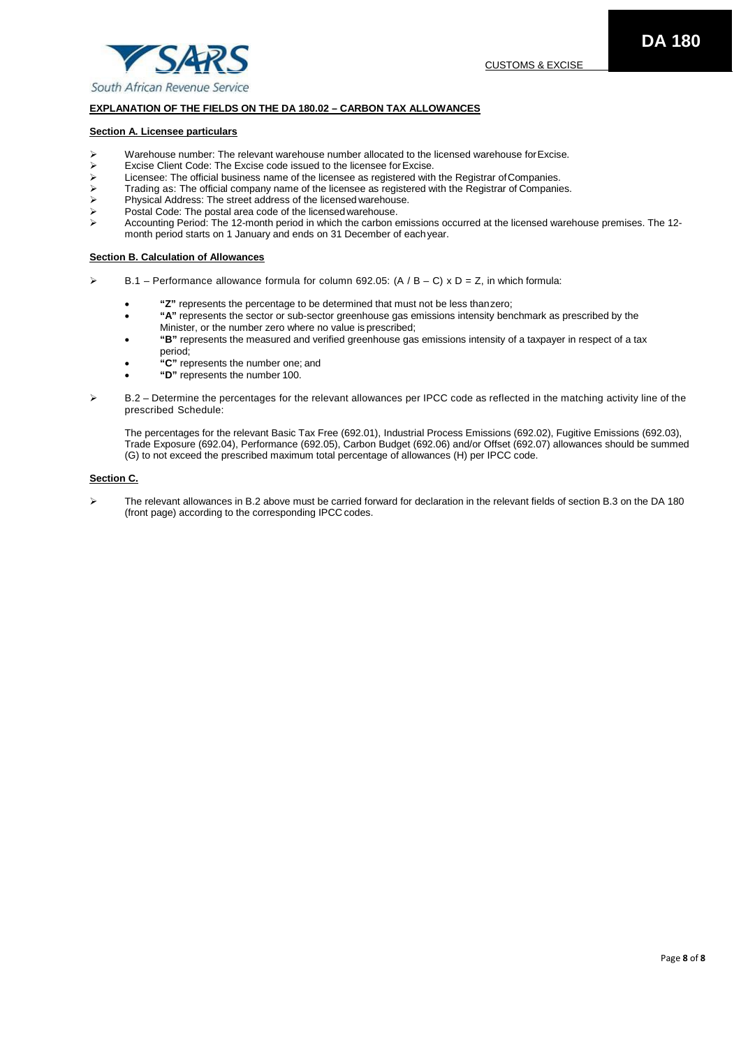## EXPLANATION OF THE FIELDS ON THE DA 180.02 – CARBON TAX ALLOWANCES

### Section A. Licensee particulars

- Warehouse number: The relevant warehouse number allocated to the licensed warehouse for Excise.
- Excise Client Code: The Excise code issued to the licensee for Excise.
- Licensee: The official business name of the licensee as registered with the Registrar of Companies.
- Trading as: The official company name of the licensee as registered with the Registrar of Companies.
- Physical Address: The street address of the licensed warehouse.
- Postal Code: The postal area code of the licensed warehouse.
- Accounting Period: The 12-month period in which the carbon emissions occurred at the licensed warehouse premises. The 12-month period starts on 1 January and ends on 31 December of each year.

### Section B. Calculation of Allowances

- B.1 – Performance allowance formula for column 692.05: $(A / B - C) \times D = Z$, in which formula:
  - **"Z"** represents the percentage to be determined that must not be less than zero;
  - **"A"** represents the sector or sub-sector greenhouse gas emissions intensity benchmark as prescribed by the Minister, or the number zero where no value is prescribed;
  - **"B"** represents the measured and verified greenhouse gas emissions intensity of a taxpayer in respect of a tax period;
  - **"C"** represents the number one; and
  - **"D"** represents the number 100.
- B.2 – Determine the percentages for the relevant allowances per IPCC code as reflected in the matching activity line of the prescribed Schedule:

  The percentages for the relevant Basic Tax Free (692.01), Industrial Process Emissions (692.02), Fugitive Emissions (692.03), Trade Exposure (692.04), Performance (692.05), Carbon Budget (692.06) and/or Offset (692.07) allowances should be summed (G) to not exceed the prescribed maximum total percentage of allowances (H) per IPCC code.

### Section C.

- The relevant allowances in B.2 above must be carried forward for declaration in the relevant fields of section B.3 on the DA 180 (front page) according to the corresponding IPCC codes.